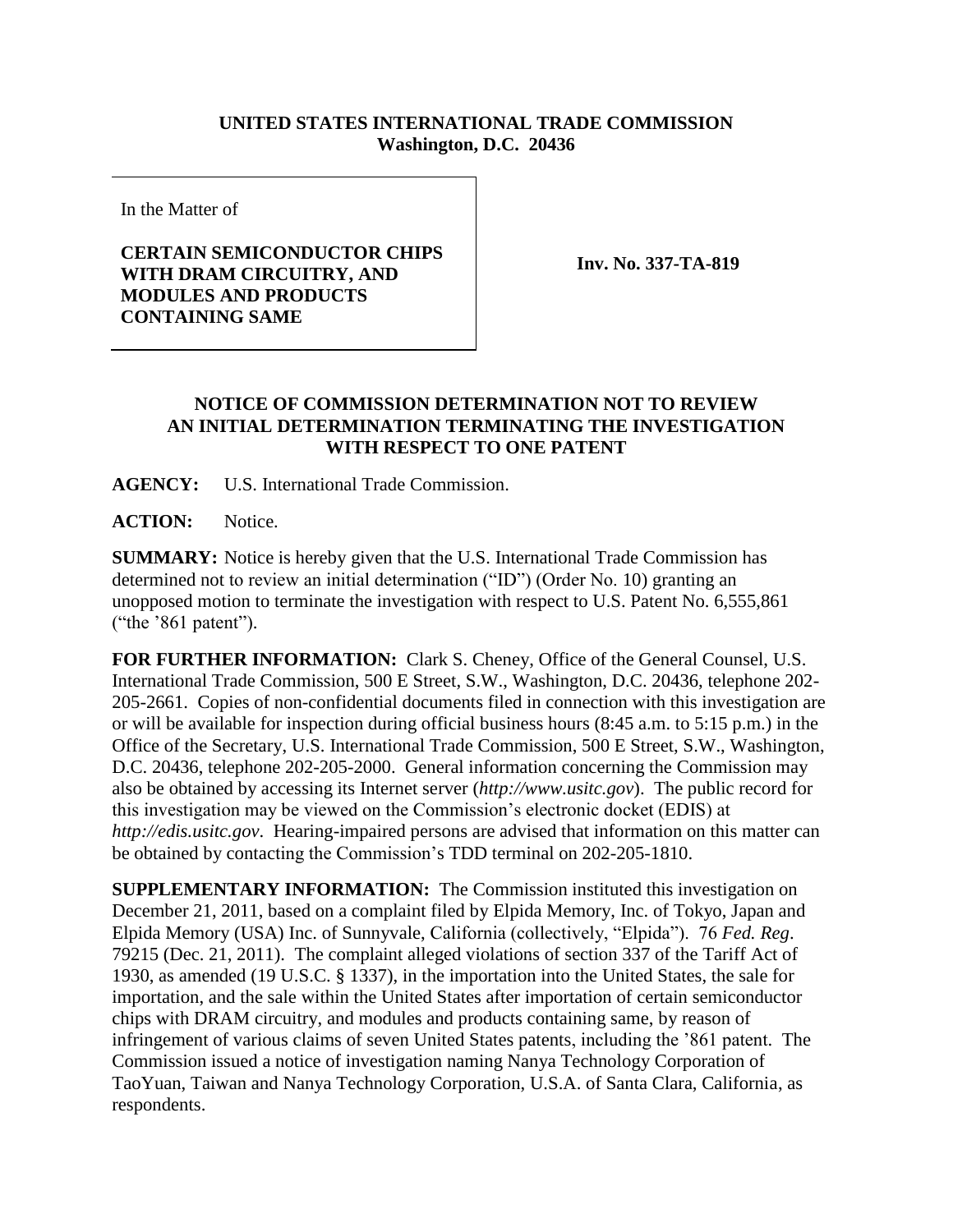**UNITED STATES INTERNATIONAL TRADE COMMISSION**
**Washington, D.C. 20436**

In the Matter of

**CERTAIN SEMICONDUCTOR CHIPS WITH DRAM CIRCUITRY, AND MODULES AND PRODUCTS CONTAINING SAME**

**Inv. No. 337-TA-819**

## NOTICE OF COMMISSION DETERMINATION NOT TO REVIEW AN INITIAL DETERMINATION TERMINATING THE INVESTIGATION WITH RESPECT TO ONE PATENT

**AGENCY:** U.S. International Trade Commission.

**ACTION:** Notice.

**SUMMARY:** Notice is hereby given that the U.S. International Trade Commission has determined not to review an initial determination ("ID") (Order No. 10) granting an unopposed motion to terminate the investigation with respect to U.S. Patent No. 6,555,861 ("the '861 patent").

**FOR FURTHER INFORMATION:** Clark S. Cheney, Office of the General Counsel, U.S. International Trade Commission, 500 E Street, S.W., Washington, D.C. 20436, telephone 202-205-2661. Copies of non-confidential documents filed in connection with this investigation are or will be available for inspection during official business hours (8:45 a.m. to 5:15 p.m.) in the Office of the Secretary, U.S. International Trade Commission, 500 E Street, S.W., Washington, D.C. 20436, telephone 202-205-2000. General information concerning the Commission may also be obtained by accessing its Internet server (*http://www.usitc.gov*). The public record for this investigation may be viewed on the Commission's electronic docket (EDIS) at *http://edis.usitc.gov*. Hearing-impaired persons are advised that information on this matter can be obtained by contacting the Commission's TDD terminal on 202-205-1810.

**SUPPLEMENTARY INFORMATION:** The Commission instituted this investigation on December 21, 2011, based on a complaint filed by Elpida Memory, Inc. of Tokyo, Japan and Elpida Memory (USA) Inc. of Sunnyvale, California (collectively, "Elpida"). 76 *Fed. Reg*. 79215 (Dec. 21, 2011). The complaint alleged violations of section 337 of the Tariff Act of 1930, as amended (19 U.S.C. § 1337), in the importation into the United States, the sale for importation, and the sale within the United States after importation of certain semiconductor chips with DRAM circuitry, and modules and products containing same, by reason of infringement of various claims of seven United States patents, including the '861 patent. The Commission issued a notice of investigation naming Nanya Technology Corporation of TaoYuan, Taiwan and Nanya Technology Corporation, U.S.A. of Santa Clara, California, as respondents.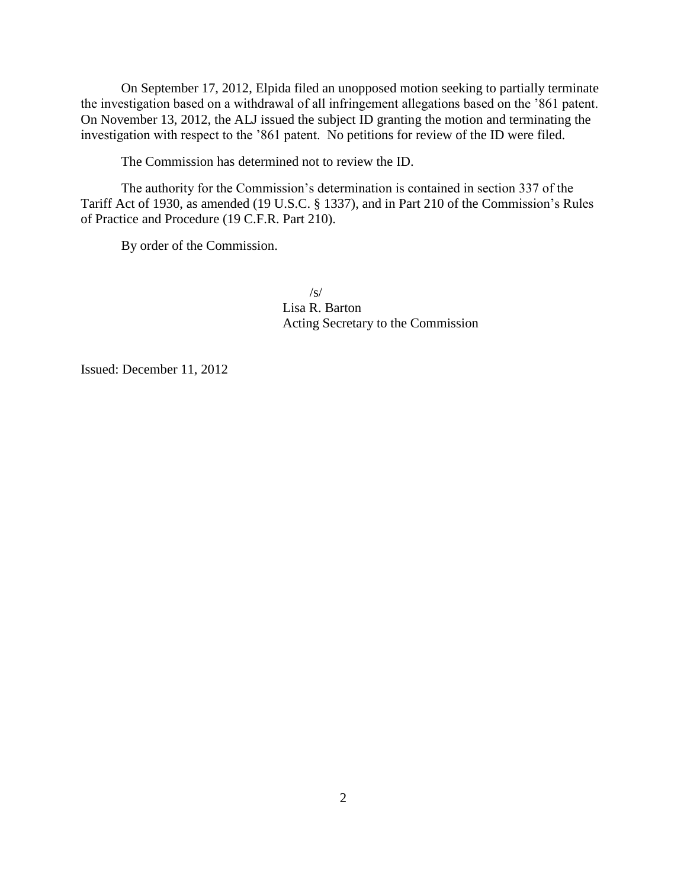On September 17, 2012, Elpida filed an unopposed motion seeking to partially terminate the investigation based on a withdrawal of all infringement allegations based on the '861 patent. On November 13, 2012, the ALJ issued the subject ID granting the motion and terminating the investigation with respect to the '861 patent. No petitions for review of the ID were filed.

The Commission has determined not to review the ID.

The authority for the Commission's determination is contained in section 337 of the Tariff Act of 1930, as amended (19 U.S.C. § 1337), and in Part 210 of the Commission's Rules of Practice and Procedure (19 C.F.R. Part 210).

By order of the Commission.

/s/
Lisa R. Barton
Acting Secretary to the Commission

Issued: December 11, 2012